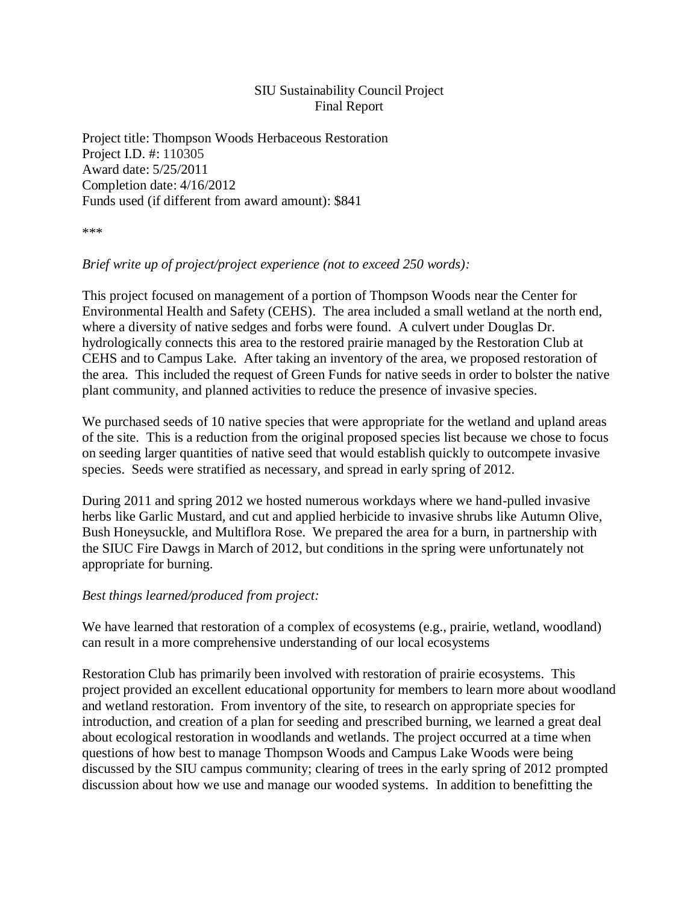SIU Sustainability Council Project
Final Report

Project title: Thompson Woods Herbaceous Restoration
Project I.D. #: 110305
Award date: 5/25/2011
Completion date: 4/16/2012
Funds used (if different from award amount): $841

***

*Brief write up of project/project experience (not to exceed 250 words):*

This project focused on management of a portion of Thompson Woods near the Center for Environmental Health and Safety (CEHS). The area included a small wetland at the north end, where a diversity of native sedges and forbs were found. A culvert under Douglas Dr. hydrologically connects this area to the restored prairie managed by the Restoration Club at CEHS and to Campus Lake. After taking an inventory of the area, we proposed restoration of the area. This included the request of Green Funds for native seeds in order to bolster the native plant community, and planned activities to reduce the presence of invasive species.

We purchased seeds of 10 native species that were appropriate for the wetland and upland areas of the site. This is a reduction from the original proposed species list because we chose to focus on seeding larger quantities of native seed that would establish quickly to outcompete invasive species. Seeds were stratified as necessary, and spread in early spring of 2012.

During 2011 and spring 2012 we hosted numerous workdays where we hand-pulled invasive herbs like Garlic Mustard, and cut and applied herbicide to invasive shrubs like Autumn Olive, Bush Honeysuckle, and Multiflora Rose. We prepared the area for a burn, in partnership with the SIUC Fire Dawgs in March of 2012, but conditions in the spring were unfortunately not appropriate for burning.

*Best things learned/produced from project:*

We have learned that restoration of a complex of ecosystems (e.g., prairie, wetland, woodland) can result in a more comprehensive understanding of our local ecosystems

Restoration Club has primarily been involved with restoration of prairie ecosystems. This project provided an excellent educational opportunity for members to learn more about woodland and wetland restoration. From inventory of the site, to research on appropriate species for introduction, and creation of a plan for seeding and prescribed burning, we learned a great deal about ecological restoration in woodlands and wetlands. The project occurred at a time when questions of how best to manage Thompson Woods and Campus Lake Woods were being discussed by the SIU campus community; clearing of trees in the early spring of 2012 prompted discussion about how we use and manage our wooded systems. In addition to benefitting the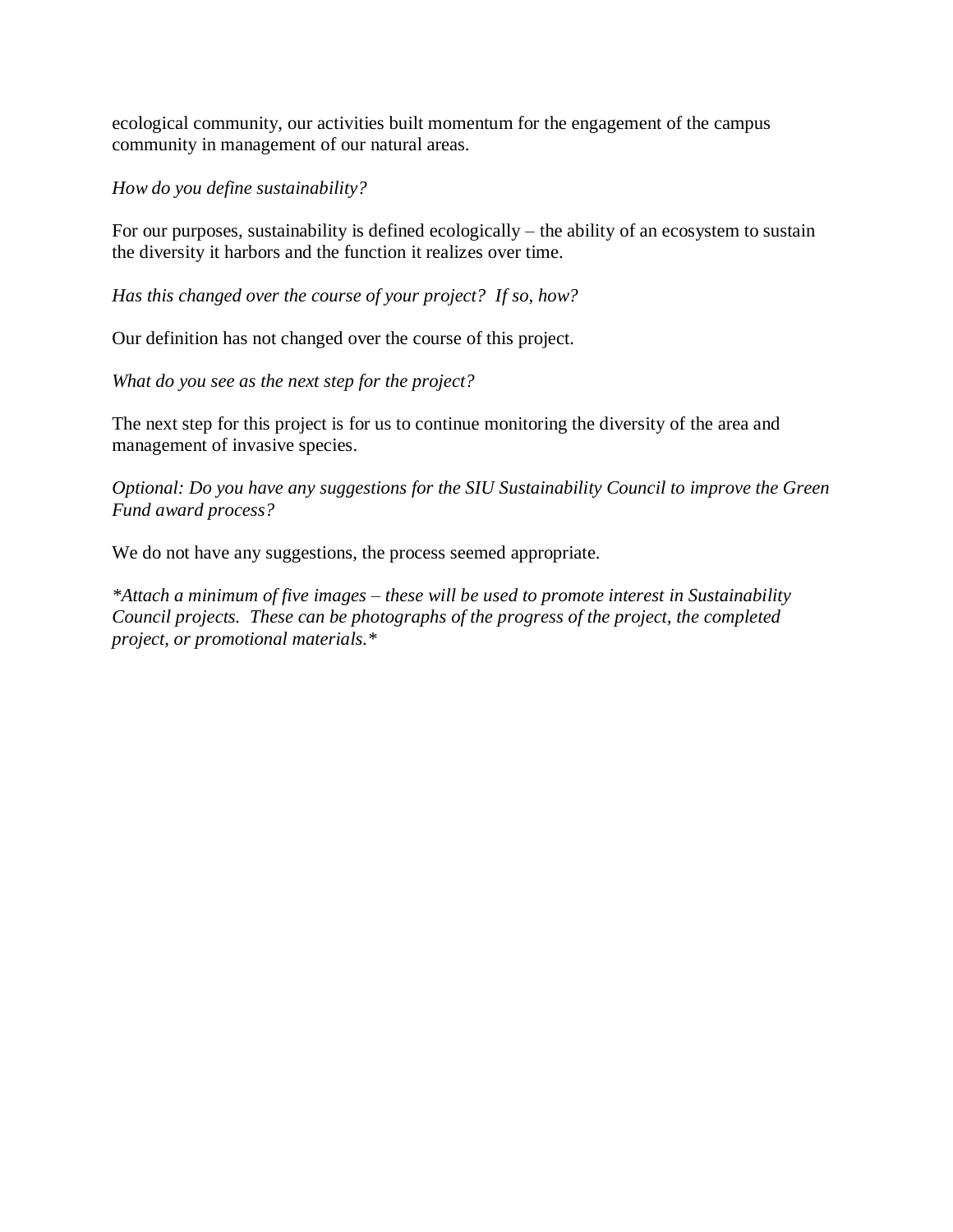ecological community, our activities built momentum for the engagement of the campus community in management of our natural areas.

*How do you define sustainability?*

For our purposes, sustainability is defined ecologically – the ability of an ecosystem to sustain the diversity it harbors and the function it realizes over time.

*Has this changed over the course of your project? If so, how?*

Our definition has not changed over the course of this project.

*What do you see as the next step for the project?*

The next step for this project is for us to continue monitoring the diversity of the area and management of invasive species.

*Optional: Do you have any suggestions for the SIU Sustainability Council to improve the Green Fund award process?*

We do not have any suggestions, the process seemed appropriate.

*\*Attach a minimum of five images – these will be used to promote interest in Sustainability Council projects. These can be photographs of the progress of the project, the completed project, or promotional materials.\**